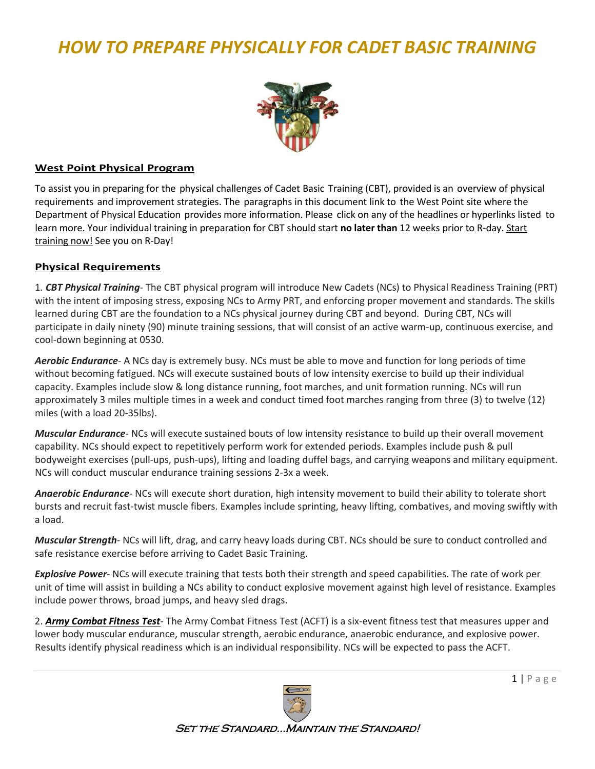# *HOW TO PREPARE PHYSICALLY FOR CADET BASIC TRAINING*

## West Point Physical Program

To assist you in preparing for the physical challenges of Cadet Basic Training (CBT), provided is an overview of physical requirements and improvement strategies. The paragraphs in this document link to the West Point site where the Department of Physical Education provides more information. Please click on any of the headlines or hyperlinks listed to learn more. Your individual training in preparation for CBT should start **no later than** 12 weeks prior to R-day. Start training now! See you on R-Day!

## Physical Requirements

1. ***CBT Physical Training***- The CBT physical program will introduce New Cadets (NCs) to Physical Readiness Training (PRT) with the intent of imposing stress, exposing NCs to Army PRT, and enforcing proper movement and standards. The skills learned during CBT are the foundation to a NCs physical journey during CBT and beyond. During CBT, NCs will participate in daily ninety (90) minute training sessions, that will consist of an active warm-up, continuous exercise, and cool-down beginning at 0530.

***Aerobic Endurance***- A NCs day is extremely busy. NCs must be able to move and function for long periods of time without becoming fatigued. NCs will execute sustained bouts of low intensity exercise to build up their individual capacity. Examples include slow & long distance running, foot marches, and unit formation running. NCs will run approximately 3 miles multiple times in a week and conduct timed foot marches ranging from three (3) to twelve (12) miles (with a load 20-35lbs).

***Muscular Endurance***- NCs will execute sustained bouts of low intensity resistance to build up their overall movement capability. NCs should expect to repetitively perform work for extended periods. Examples include push & pull bodyweight exercises (pull-ups, push-ups), lifting and loading duffel bags, and carrying weapons and military equipment. NCs will conduct muscular endurance training sessions 2-3x a week.

***Anaerobic Endurance***- NCs will execute short duration, high intensity movement to build their ability to tolerate short bursts and recruit fast-twist muscle fibers. Examples include sprinting, heavy lifting, combatives, and moving swiftly with a load.

***Muscular Strength***- NCs will lift, drag, and carry heavy loads during CBT. NCs should be sure to conduct controlled and safe resistance exercise before arriving to Cadet Basic Training.

***Explosive Power***- NCs will execute training that tests both their strength and speed capabilities. The rate of work per unit of time will assist in building a NCs ability to conduct explosive movement against high level of resistance. Examples include power throws, broad jumps, and heavy sled drags.

2. ***Army Combat Fitness Test***- The Army Combat Fitness Test (ACFT) is a six-event fitness test that measures upper and lower body muscular endurance, muscular strength, aerobic endurance, anaerobic endurance, and explosive power. Results identify physical readiness which is an individual responsibility. NCs will be expected to pass the ACFT.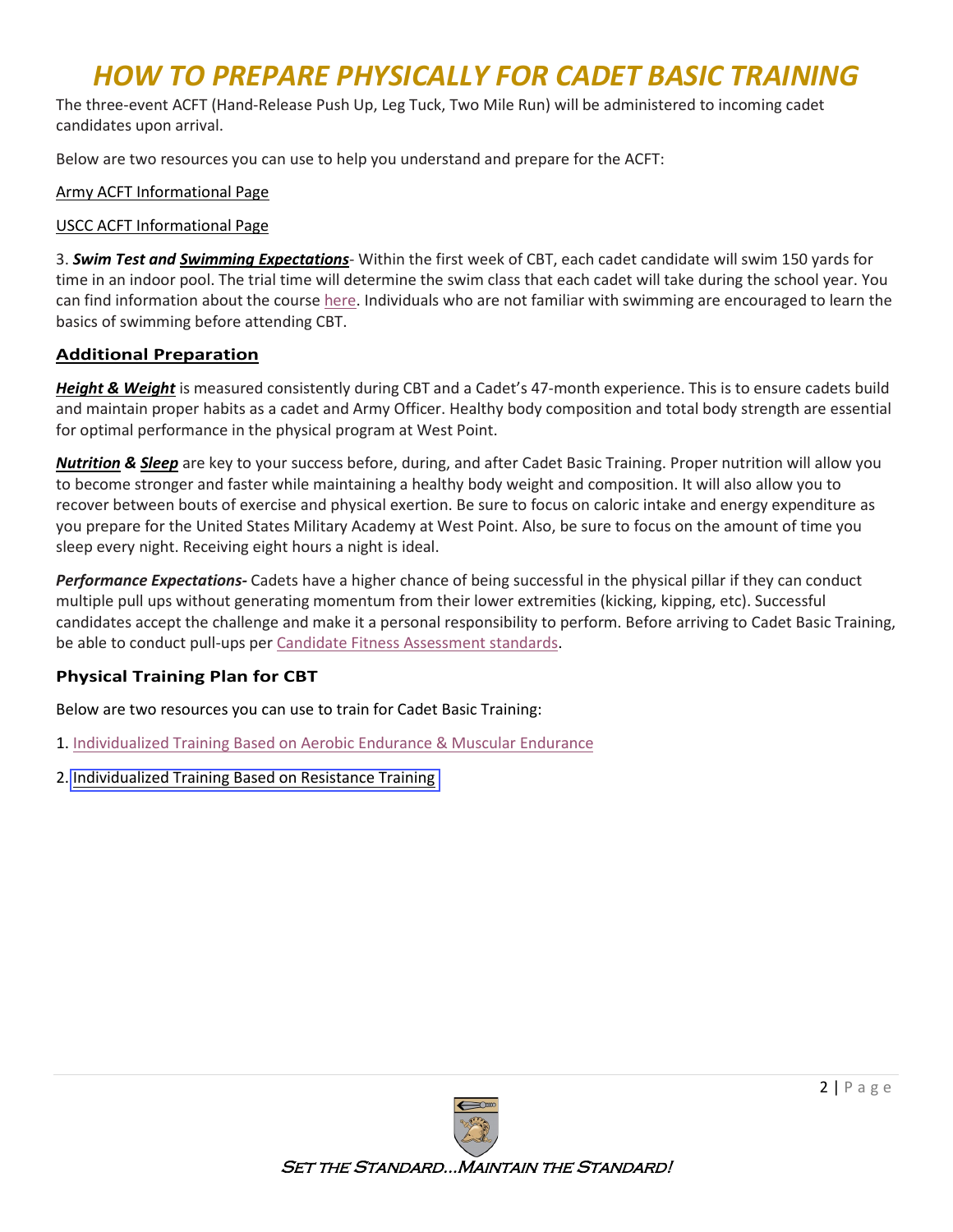# *HOW TO PREPARE PHYSICALLY FOR CADET BASIC TRAINING*

The three-event ACFT (Hand-Release Push Up, Leg Tuck, Two Mile Run) will be administered to incoming cadet candidates upon arrival.

Below are two resources you can use to help you understand and prepare for the ACFT:

Army ACFT Informational Page

USCC ACFT Informational Page

3. ***Swim Test and Swimming Expectations***- Within the first week of CBT, each cadet candidate will swim 150 yards for time in an indoor pool. The trial time will determine the swim class that each cadet will take during the school year. You can find information about the course here. Individuals who are not familiar with swimming are encouraged to learn the basics of swimming before attending CBT.

## Additional Preparation

***Height & Weight*** is measured consistently during CBT and a Cadet's 47-month experience. This is to ensure cadets build and maintain proper habits as a cadet and Army Officer. Healthy body composition and total body strength are essential for optimal performance in the physical program at West Point.

***Nutrition & Sleep*** are key to your success before, during, and after Cadet Basic Training. Proper nutrition will allow you to become stronger and faster while maintaining a healthy body weight and composition. It will also allow you to recover between bouts of exercise and physical exertion. Be sure to focus on caloric intake and energy expenditure as you prepare for the United States Military Academy at West Point. Also, be sure to focus on the amount of time you sleep every night. Receiving eight hours a night is ideal.

***Performance Expectations-*** Cadets have a higher chance of being successful in the physical pillar if they can conduct multiple pull ups without generating momentum from their lower extremities (kicking, kipping, etc). Successful candidates accept the challenge and make it a personal responsibility to perform. Before arriving to Cadet Basic Training, be able to conduct pull-ups per Candidate Fitness Assessment standards.

## Physical Training Plan for CBT

Below are two resources you can use to train for Cadet Basic Training:

1. Individualized Training Based on Aerobic Endurance & Muscular Endurance
2. Individualized Training Based on Resistance Training

*Set the Standard...Maintain the Standard!*